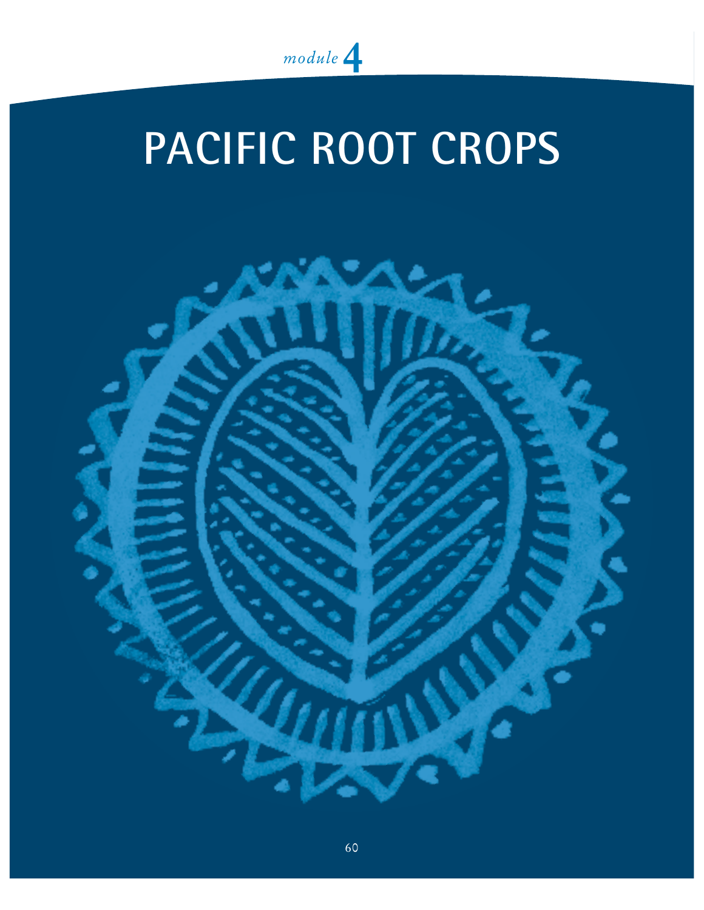*module* **4**

# PACIFIC ROOT CROPS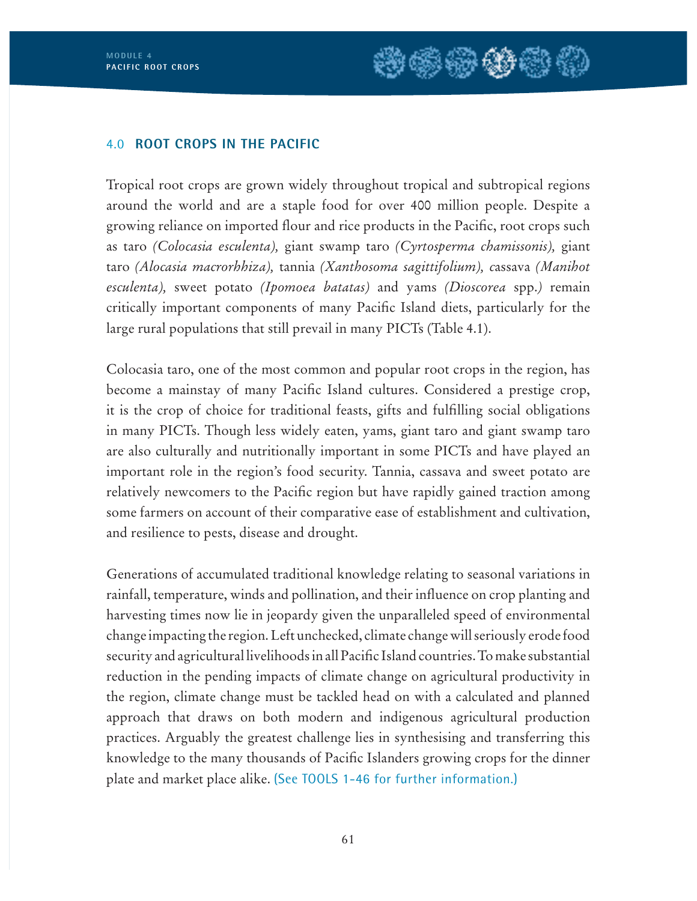## 4.0 ROOT CROPS IN THE PACIFIC

Tropical root crops are grown widely throughout tropical and subtropical regions around the world and are a staple food for over 400 million people. Despite a growing reliance on imported flour and rice products in the Pacific, root crops such as taro *(Colocasia esculenta),* giant swamp taro *(Cyrtosperma chamissonis),* giant taro *(Alocasia macrorrhiza),* tannia *(Xanthosoma sagittifolium),* cassava *(Manihot esculenta),* sweet potato *(Ipomoea batatas)* and yams *(Dioscorea* spp.*)* remain critically important components of many Pacific Island diets, particularly for the large rural populations that still prevail in many PICTs (Table 4.1).

Colocasia taro, one of the most common and popular root crops in the region, has become a mainstay of many Pacific Island cultures. Considered a prestige crop, it is the crop of choice for traditional feasts, gifts and fulfilling social obligations in many PICTs. Though less widely eaten, yams, giant taro and giant swamp taro are also culturally and nutritionally important in some PICTs and have played an important role in the region's food security. Tannia, cassava and sweet potato are relatively newcomers to the Pacific region but have rapidly gained traction among some farmers on account of their comparative ease of establishment and cultivation, and resilience to pests, disease and drought.

Generations of accumulated traditional knowledge relating to seasonal variations in rainfall, temperature, winds and pollination, and their influence on crop planting and harvesting times now lie in jeopardy given the unparalleled speed of environmental change impacting the region. Left unchecked, climate change will seriously erode food security and agricultural livelihoods in all Pacific Island countries. To make substantial reduction in the pending impacts of climate change on agricultural productivity in the region, climate change must be tackled head on with a calculated and planned approach that draws on both modern and indigenous agricultural production practices. Arguably the greatest challenge lies in synthesising and transferring this knowledge to the many thousands of Pacific Islanders growing crops for the dinner plate and market place alike. (See TOOLS 1-46 for further information.)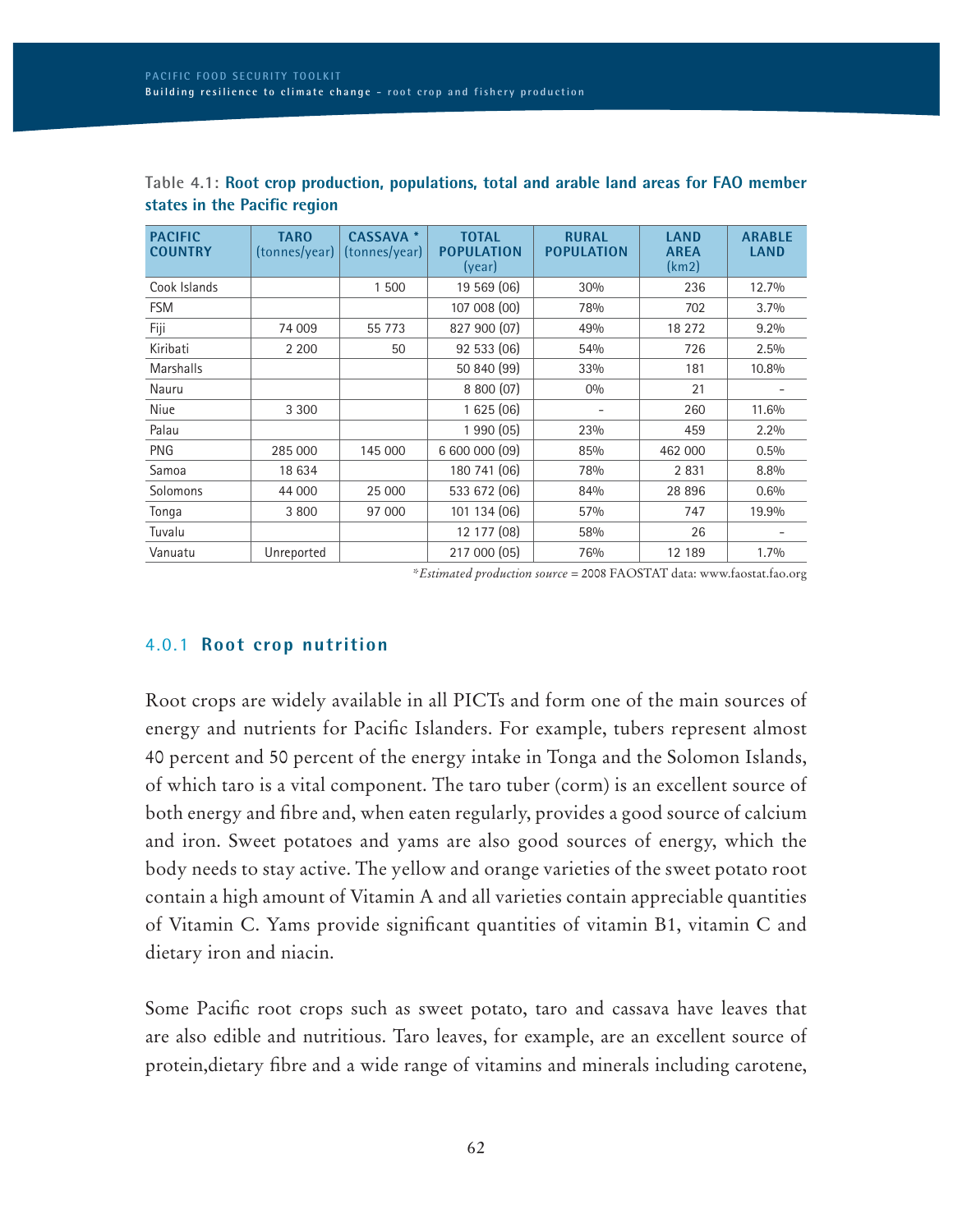Table 4.1: **Root crop production, populations, total and arable land areas for FAO member states in the Pacific region**

| PACIFIC COUNTRY | TARO (tonnes/year) | CASSAVA * (tonnes/year) | TOTAL POPULATION (year) | RURAL POPULATION | LAND AREA (km2) | ARABLE LAND |
|---|---|---|---|---|---|---|
| Cook Islands | | 1 500 | 19 569 (06) | 30% | 236 | 12.7% |
| FSM | | | 107 008 (00) | 78% | 702 | 3.7% |
| Fiji | 74 009 | 55 773 | 827 900 (07) | 49% | 18 272 | 9.2% |
| Kiribati | 2 200 | 50 | 92 533 (06) | 54% | 726 | 2.5% |
| Marshalls | | | 50 840 (99) | 33% | 181 | 10.8% |
| Nauru | | | 8 800 (07) | 0% | 21 | - |
| Niue | 3 300 | | 1 625 (06) | - | 260 | 11.6% |
| Palau | | | 1 990 (05) | 23% | 459 | 2.2% |
| PNG | 285 000 | 145 000 | 6 600 000 (09) | 85% | 462 000 | 0.5% |
| Samoa | 18 634 | | 180 741 (06) | 78% | 2 831 | 8.8% |
| Solomons | 44 000 | 25 000 | 533 672 (06) | 84% | 28 896 | 0.6% |
| Tonga | 3 800 | 97 000 | 101 134 (06) | 57% | 747 | 19.9% |
| Tuvalu | | | 12 177 (08) | 58% | 26 | - |
| Vanuatu | Unreported | | 217 000 (05) | 76% | 12 189 | 1.7% |

**Estimated production source* = 2008 FAOSTAT data: www.faostat.fao.org

### 4.0.1 Root crop nutrition

Root crops are widely available in all PICTs and form one of the main sources of energy and nutrients for Pacific Islanders. For example, tubers represent almost 40 percent and 50 percent of the energy intake in Tonga and the Solomon Islands, of which taro is a vital component. The taro tuber (corm) is an excellent source of both energy and fibre and, when eaten regularly, provides a good source of calcium and iron. Sweet potatoes and yams are also good sources of energy, which the body needs to stay active. The yellow and orange varieties of the sweet potato root contain a high amount of Vitamin A and all varieties contain appreciable quantities of Vitamin C. Yams provide significant quantities of vitamin B1, vitamin C and dietary iron and niacin.

Some Pacific root crops such as sweet potato, taro and cassava have leaves that are also edible and nutritious. Taro leaves, for example, are an excellent source of protein,dietary fibre and a wide range of vitamins and minerals including carotene,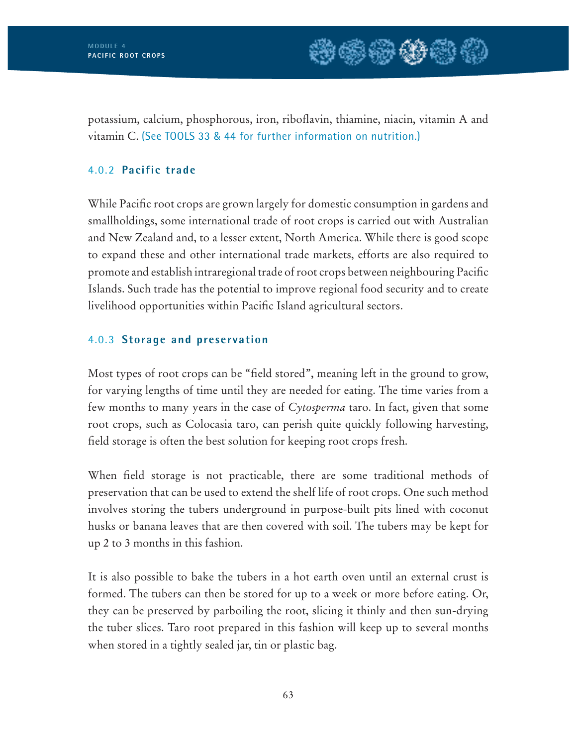potassium, calcium, phosphorous, iron, riboflavin, thiamine, niacin, vitamin A and vitamin C. (See TOOLS 33 & 44 for further information on nutrition.)

### 4.0.2 **Pacific trade**

While Pacific root crops are grown largely for domestic consumption in gardens and smallholdings, some international trade of root crops is carried out with Australian and New Zealand and, to a lesser extent, North America. While there is good scope to expand these and other international trade markets, efforts are also required to promote and establish intraregional trade of root crops between neighbouring Pacific Islands. Such trade has the potential to improve regional food security and to create livelihood opportunities within Pacific Island agricultural sectors.

### 4.0.3 **Storage and preservation**

Most types of root crops can be "field stored", meaning left in the ground to grow, for varying lengths of time until they are needed for eating. The time varies from a few months to many years in the case of *Cytosperma* taro. In fact, given that some root crops, such as Colocasia taro, can perish quite quickly following harvesting, field storage is often the best solution for keeping root crops fresh.

When field storage is not practicable, there are some traditional methods of preservation that can be used to extend the shelf life of root crops. One such method involves storing the tubers underground in purpose-built pits lined with coconut husks or banana leaves that are then covered with soil. The tubers may be kept for up 2 to 3 months in this fashion.

It is also possible to bake the tubers in a hot earth oven until an external crust is formed. The tubers can then be stored for up to a week or more before eating. Or, they can be preserved by parboiling the root, slicing it thinly and then sun-drying the tuber slices. Taro root prepared in this fashion will keep up to several months when stored in a tightly sealed jar, tin or plastic bag.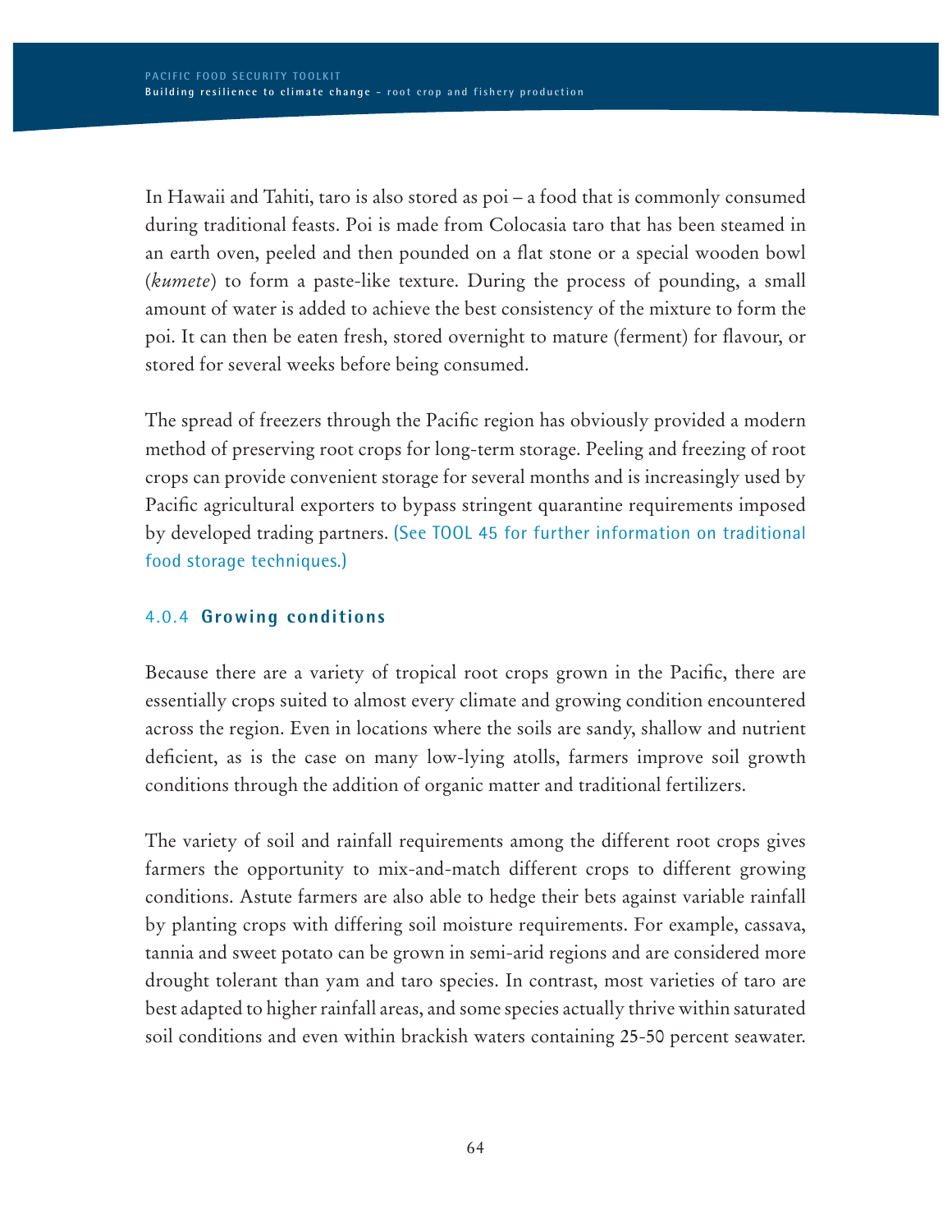In Hawaii and Tahiti, taro is also stored as poi – a food that is commonly consumed during traditional feasts. Poi is made from Colocasia taro that has been steamed in an earth oven, peeled and then pounded on a flat stone or a special wooden bowl (*kumete*) to form a paste-like texture. During the process of pounding, a small amount of water is added to achieve the best consistency of the mixture to form the poi. It can then be eaten fresh, stored overnight to mature (ferment) for flavour, or stored for several weeks before being consumed.

The spread of freezers through the Pacific region has obviously provided a modern method of preserving root crops for long-term storage. Peeling and freezing of root crops can provide convenient storage for several months and is increasingly used by Pacific agricultural exporters to bypass stringent quarantine requirements imposed by developed trading partners. (See TOOL 45 for further information on traditional food storage techniques.)

### 4.0.4 Growing conditions

Because there are a variety of tropical root crops grown in the Pacific, there are essentially crops suited to almost every climate and growing condition encountered across the region. Even in locations where the soils are sandy, shallow and nutrient deficient, as is the case on many low-lying atolls, farmers improve soil growth conditions through the addition of organic matter and traditional fertilizers.

The variety of soil and rainfall requirements among the different root crops gives farmers the opportunity to mix-and-match different crops to different growing conditions. Astute farmers are also able to hedge their bets against variable rainfall by planting crops with differing soil moisture requirements. For example, cassava, tannia and sweet potato can be grown in semi-arid regions and are considered more drought tolerant than yam and taro species. In contrast, most varieties of taro are best adapted to higher rainfall areas, and some species actually thrive within saturated soil conditions and even within brackish waters containing 25-50 percent seawater.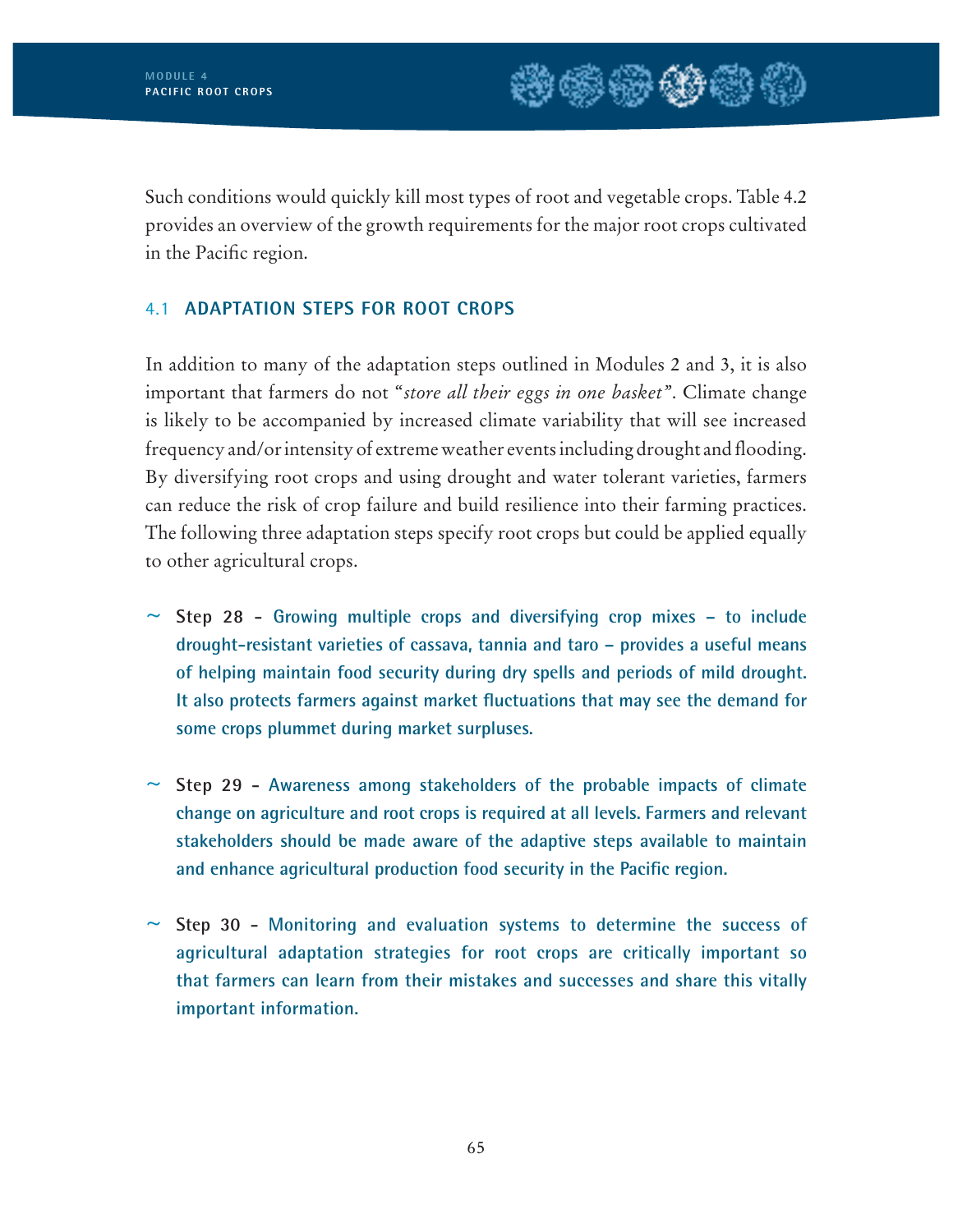Such conditions would quickly kill most types of root and vegetable crops. Table 4.2 provides an overview of the growth requirements for the major root crops cultivated in the Pacific region.

## 4.1 ADAPTATION STEPS FOR ROOT CROPS

In addition to many of the adaptation steps outlined in Modules 2 and 3, it is also important that farmers do not "*store all their eggs in one basket*". Climate change is likely to be accompanied by increased climate variability that will see increased frequency and/or intensity of extreme weather events including drought and flooding. By diversifying root crops and using drought and water tolerant varieties, farmers can reduce the risk of crop failure and build resilience into their farming practices. The following three adaptation steps specify root crops but could be applied equally to other agricultural crops.

- **Step 28 - Growing multiple crops and diversifying crop mixes – to include drought-resistant varieties of cassava, tannia and taro – provides a useful means of helping maintain food security during dry spells and periods of mild drought. It also protects farmers against market fluctuations that may see the demand for some crops plummet during market surpluses.**

- **Step 29 - Awareness among stakeholders of the probable impacts of climate change on agriculture and root crops is required at all levels. Farmers and relevant stakeholders should be made aware of the adaptive steps available to maintain and enhance agricultural production food security in the Pacific region.**

- **Step 30 - Monitoring and evaluation systems to determine the success of agricultural adaptation strategies for root crops are critically important so that farmers can learn from their mistakes and successes and share this vitally important information.**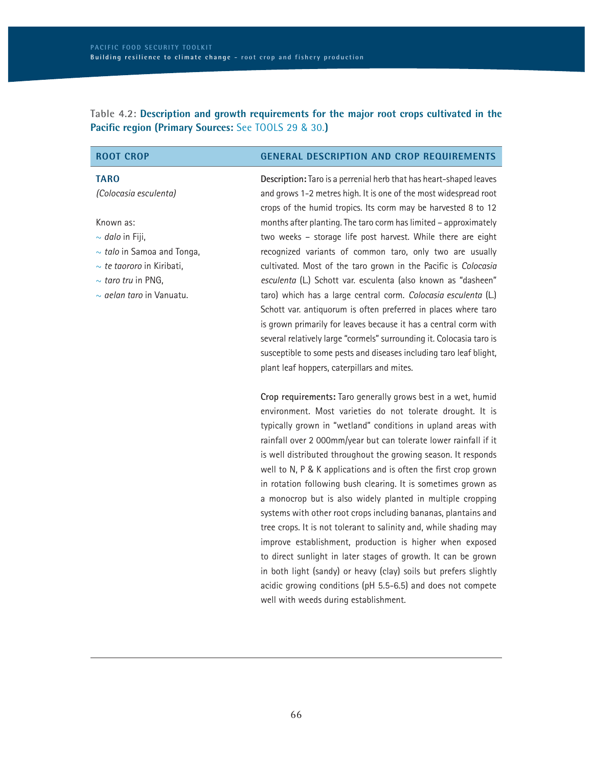**Table 4.2: Description and growth requirements for the major root crops cultivated in the Pacific region (Primary Sources: See TOOLS 29 & 30.)**

| ROOT CROP | GENERAL DESCRIPTION AND CROP REQUIREMENTS |
|---|---|
| **TARO**<br>*(Colocasia esculenta)*<br><br>Known as:<br>~ *dalo* in Fiji,<br>~ *talo* in Samoa and Tonga,<br>~ *te taororo* in Kiribati,<br>~ *taro tru* in PNG,<br>~ *aelan taro* in Vanuatu. | **Description:** Taro is a perrenial herb that has heart-shaped leaves and grows 1-2 metres high. It is one of the most widespread root crops of the humid tropics. Its corm may be harvested 8 to 12 months after planting. The taro corm has limited – approximately two weeks – storage life post harvest. While there are eight recognized variants of common taro, only two are usually cultivated. Most of the taro grown in the Pacific is *Colocasia esculenta* (L.) Schott var. esculenta (also known as "dasheen" taro) which has a large central corm. *Colocasia esculenta* (L.) Schott var. antiquorum is often preferred in places where taro is grown primarily for leaves because it has a central corm with several relatively large "cormels" surrounding it. Colocasia taro is susceptible to some pests and diseases including taro leaf blight, plant leaf hoppers, caterpillars and mites.<br><br>**Crop requirements:** Taro generally grows best in a wet, humid environment. Most varieties do not tolerate drought. It is typically grown in "wetland" conditions in upland areas with rainfall over 2 000mm/year but can tolerate lower rainfall if it is well distributed throughout the growing season. It responds well to N, P & K applications and is often the first crop grown in rotation following bush clearing. It is sometimes grown as a monocrop but is also widely planted in multiple cropping systems with other root crops including bananas, plantains and tree crops. It is not tolerant to salinity and, while shading may improve establishment, production is higher when exposed to direct sunlight in later stages of growth. It can be grown in both light (sandy) or heavy (clay) soils but prefers slightly acidic growing conditions (pH 5.5-6.5) and does not compete well with weeds during establishment. |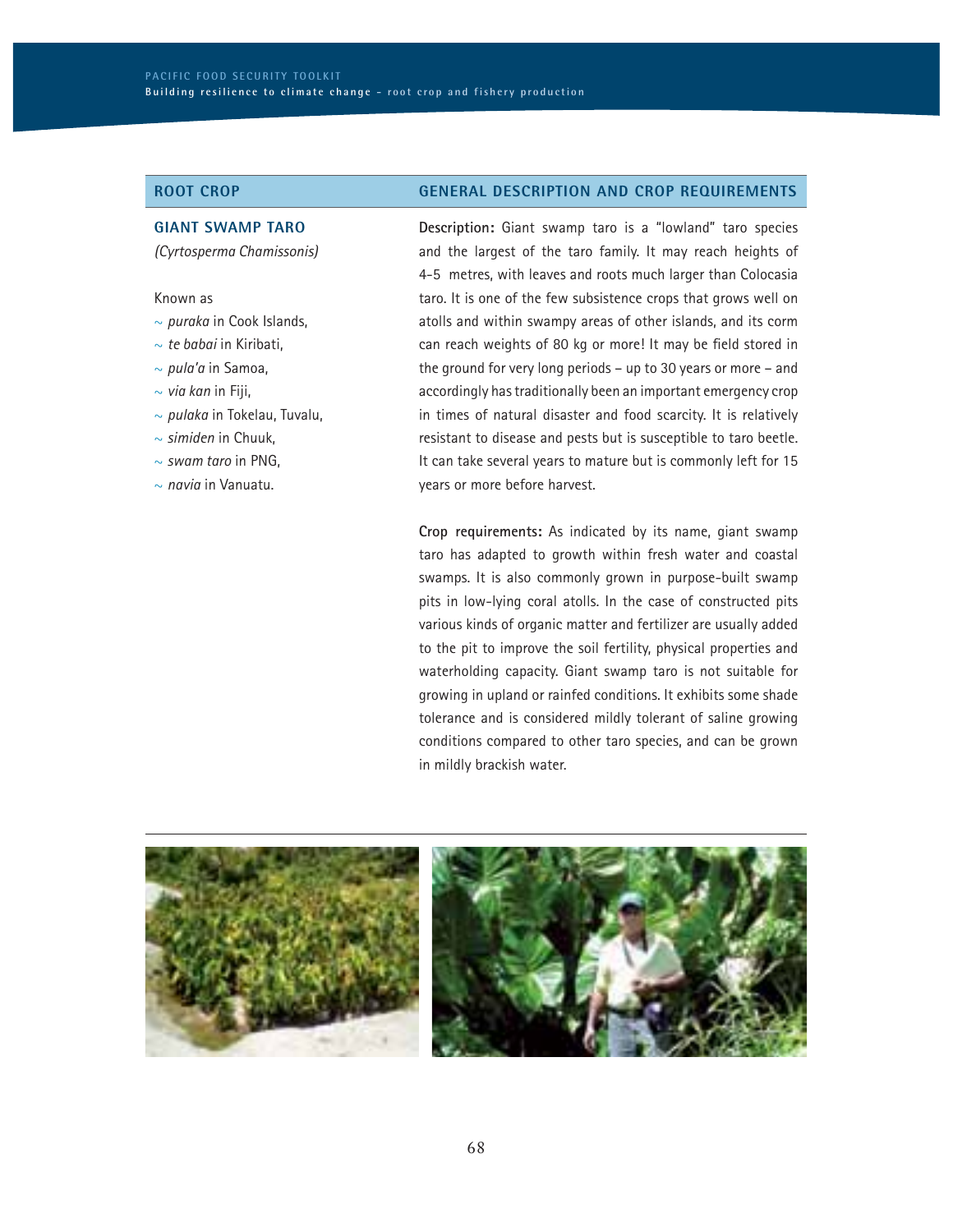| ROOT CROP | GENERAL DESCRIPTION AND CROP REQUIREMENTS |
| --- | --- |
| **GIANT SWAMP TARO** *(Cyrtosperma Chamissonis)* <br><br> Known as <br> ~ *puraka* in Cook Islands, <br> ~ *te babai* in Kiribati, <br> ~ *pula'a* in Samoa, <br> ~ *via kan* in Fiji, <br> ~ *pulaka* in Tokelau, Tuvalu, <br> ~ *simiden* in Chuuk, <br> ~ *swam taro* in PNG, <br> ~ *navia* in Vanuatu. | **Description:** Giant swamp taro is a "lowland" taro species and the largest of the taro family. It may reach heights of 4-5 metres, with leaves and roots much larger than Colocasia taro. It is one of the few subsistence crops that grows well on atolls and within swampy areas of other islands, and its corm can reach weights of 80 kg or more! It may be field stored in the ground for very long periods – up to 30 years or more – and accordingly has traditionally been an important emergency crop in times of natural disaster and food scarcity. It is relatively resistant to disease and pests but is susceptible to taro beetle. It can take several years to mature but is commonly left for 15 years or more before harvest. <br><br> **Crop requirements:** As indicated by its name, giant swamp taro has adapted to growth within fresh water and coastal swamps. It is also commonly grown in purpose-built swamp pits in low-lying coral atolls. In the case of constructed pits various kinds of organic matter and fertilizer are usually added to the pit to improve the soil fertility, physical properties and waterholding capacity. Giant swamp taro is not suitable for growing in upland or rainfed conditions. It exhibits some shade tolerance and is considered mildly tolerant of saline growing conditions compared to other taro species, and can be grown in mildly brackish water. |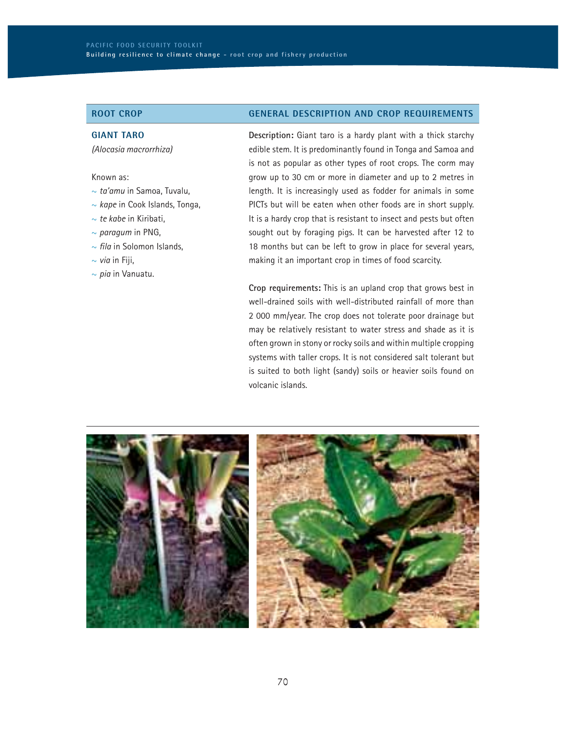| ROOT CROP | GENERAL DESCRIPTION AND CROP REQUIREMENTS |
|---|---|
| **GIANT TARO**<br>*(Alocasia macrorrhiza)*<br><br>Known as:<br>~ *ta'amu* in Samoa, Tuvalu,<br>~ *kape* in Cook Islands, Tonga,<br>~ *te kabe* in Kiribati,<br>~ *paragum* in PNG,<br>~ *fila* in Solomon Islands,<br>~ *via* in Fiji,<br>~ *pia* in Vanuatu. | **Description:** Giant taro is a hardy plant with a thick starchy edible stem. It is predominantly found in Tonga and Samoa and is not as popular as other types of root crops. The corm may grow up to 30 cm or more in diameter and up to 2 metres in length. It is increasingly used as fodder for animals in some PICTs but will be eaten when other foods are in short supply. It is a hardy crop that is resistant to insect and pests but often sought out by foraging pigs. It can be harvested after 12 to 18 months but can be left to grow in place for several years, making it an important crop in times of food scarcity.<br><br>**Crop requirements:** This is an upland crop that grows best in well-drained soils with well-distributed rainfall of more than 2 000 mm/year. The crop does not tolerate poor drainage but may be relatively resistant to water stress and shade as it is often grown in stony or rocky soils and within multiple cropping systems with taller crops. It is not considered salt tolerant but is suited to both light (sandy) soils or heavier soils found on volcanic islands. |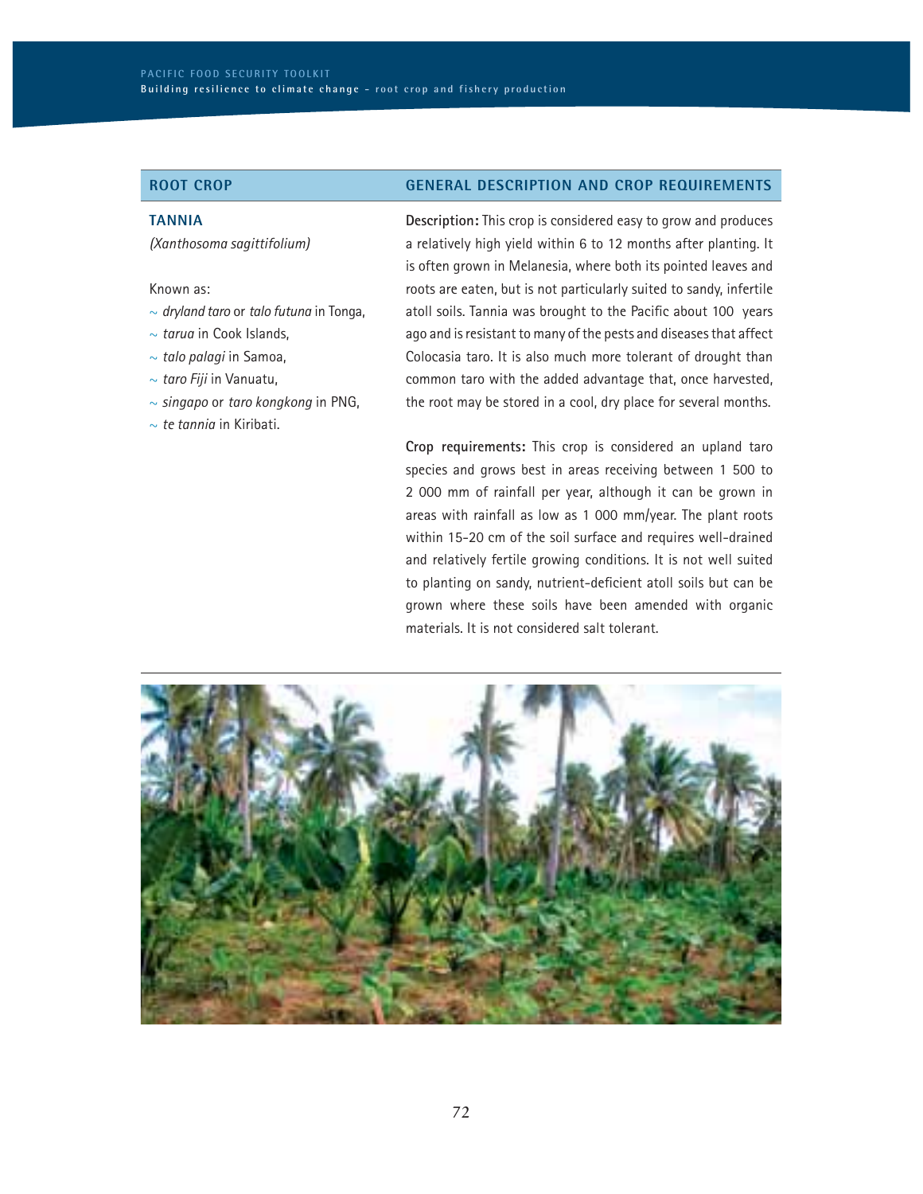| ROOT CROP | GENERAL DESCRIPTION AND CROP REQUIREMENTS |
|---|---|
| **TANNIA**<br>*(Xanthosoma sagittifolium)*<br><br>Known as:<br>~ *dryland taro* or *talo futuna* in Tonga,<br>~ *tarua* in Cook Islands,<br>~ *talo palagi* in Samoa,<br>~ *taro Fiji* in Vanuatu,<br>~ *singapo* or *taro kongkong* in PNG,<br>~ *te tannia* in Kiribati. | **Description:** This crop is considered easy to grow and produces a relatively high yield within 6 to 12 months after planting. It is often grown in Melanesia, where both its pointed leaves and roots are eaten, but is not particularly suited to sandy, infertile atoll soils. Tannia was brought to the Pacific about 100 years ago and is resistant to many of the pests and diseases that affect Colocasia taro. It is also much more tolerant of drought than common taro with the added advantage that, once harvested, the root may be stored in a cool, dry place for several months.<br><br>**Crop requirements:** This crop is considered an upland taro species and grows best in areas receiving between 1 500 to 2 000 mm of rainfall per year, although it can be grown in areas with rainfall as low as 1 000 mm/year. The plant roots within 15-20 cm of the soil surface and requires well-drained and relatively fertile growing conditions. It is not well suited to planting on sandy, nutrient-deficient atoll soils but can be grown where these soils have been amended with organic materials. It is not considered salt tolerant. |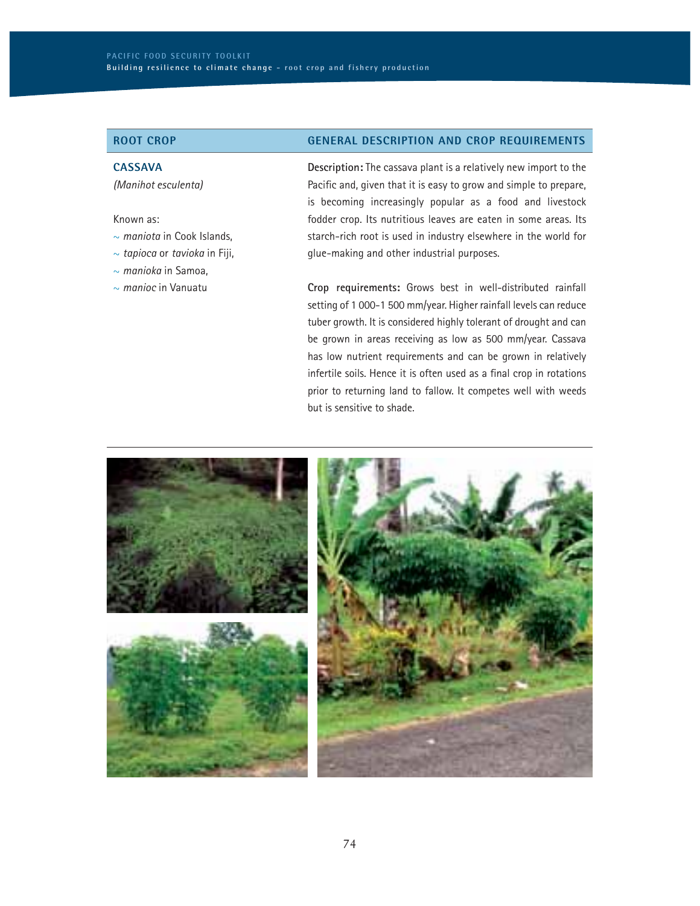| ROOT CROP | GENERAL DESCRIPTION AND CROP REQUIREMENTS |
| --- | --- |
| **CASSAVA**<br>*(Manihot esculenta)*<br><br>Known as:<br>~ *maniota* in Cook Islands,<br>~ *tapioca* or *tavioka* in Fiji,<br>~ *manioka* in Samoa,<br>~ *manioc* in Vanuatu | **Description:** The cassava plant is a relatively new import to the Pacific and, given that it is easy to grow and simple to prepare, is becoming increasingly popular as a food and livestock fodder crop. Its nutritious leaves are eaten in some areas. Its starch-rich root is used in industry elsewhere in the world for glue-making and other industrial purposes.<br><br>**Crop requirements:** Grows best in well-distributed rainfall setting of 1 000-1 500 mm/year. Higher rainfall levels can reduce tuber growth. It is considered highly tolerant of drought and can be grown in areas receiving as low as 500 mm/year. Cassava has low nutrient requirements and can be grown in relatively infertile soils. Hence it is often used as a final crop in rotations prior to returning land to fallow. It competes well with weeds but is sensitive to shade. |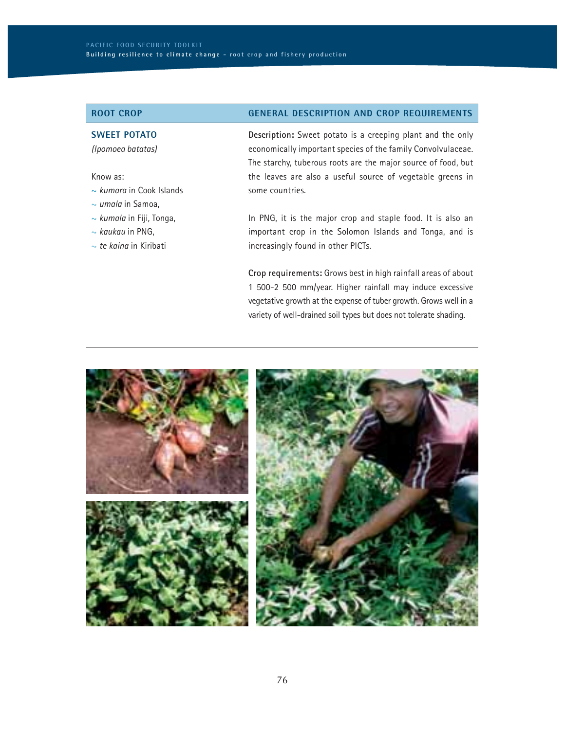| ROOT CROP | GENERAL DESCRIPTION AND CROP REQUIREMENTS |
| --- | --- |
| **SWEET POTATO** *(Ipomoea batatas)* <br><br> Know as: <br> ~ *kumara* in Cook Islands <br> ~ *umala* in Samoa, <br> ~ *kumala* in Fiji, Tonga, <br> ~ *kaukau* in PNG, <br> ~ *te kaina* in Kiribati | **Description:** Sweet potato is a creeping plant and the only economically important species of the family Convolvulaceae. The starchy, tuberous roots are the major source of food, but the leaves are also a useful source of vegetable greens in some countries. <br><br> In PNG, it is the major crop and staple food. It is also an important crop in the Solomon Islands and Tonga, and is increasingly found in other PICTs. <br><br> **Crop requirements:** Grows best in high rainfall areas of about 1 500-2 500 mm/year. Higher rainfall may induce excessive vegetative growth at the expense of tuber growth. Grows well in a variety of well-drained soil types but does not tolerate shading. |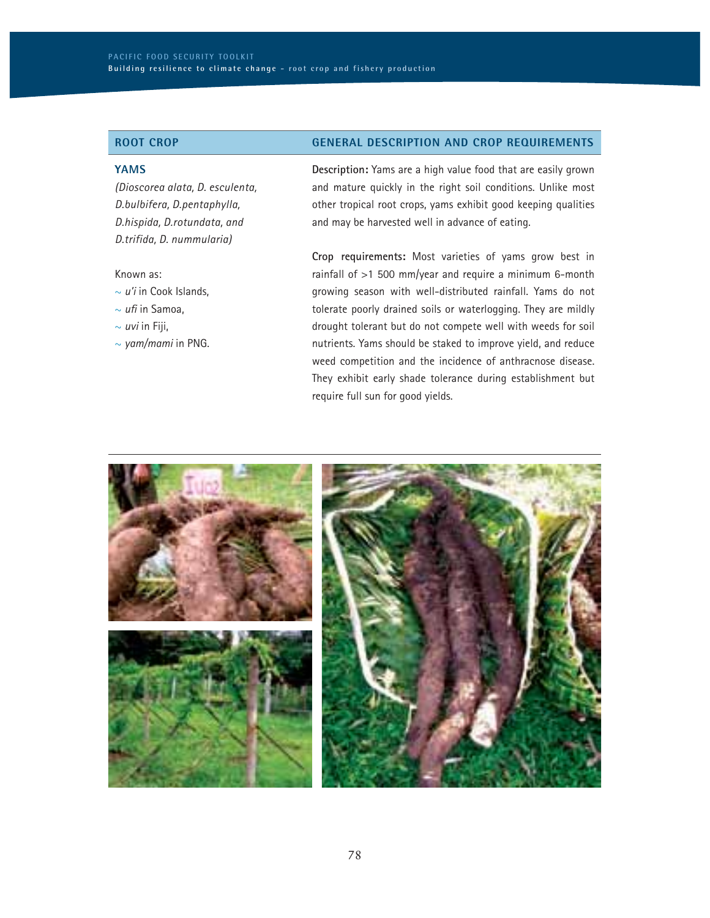| ROOT CROP | GENERAL DESCRIPTION AND CROP REQUIREMENTS |
|---|---|
| **YAMS**<br>*(Dioscorea alata, D. esculenta, D.bulbifera, D.pentaphylla, D.hispida, D.rotundata, and D.trifida, D. nummularia)*<br><br>Known as:<br>~ *u'i* in Cook Islands,<br>~ *ufi* in Samoa,<br>~ *uvi* in Fiji,<br>~ *yam/mami* in PNG. | **Description:** Yams are a high value food that are easily grown and mature quickly in the right soil conditions. Unlike most other tropical root crops, yams exhibit good keeping qualities and may be harvested well in advance of eating.<br><br>**Crop requirements:** Most varieties of yams grow best in rainfall of >1 500 mm/year and require a minimum 6-month growing season with well-distributed rainfall. Yams do not tolerate poorly drained soils or waterlogging. They are mildly drought tolerant but do not compete well with weeds for soil nutrients. Yams should be staked to improve yield, and reduce weed competition and the incidence of anthracnose disease. They exhibit early shade tolerance during establishment but require full sun for good yields. |